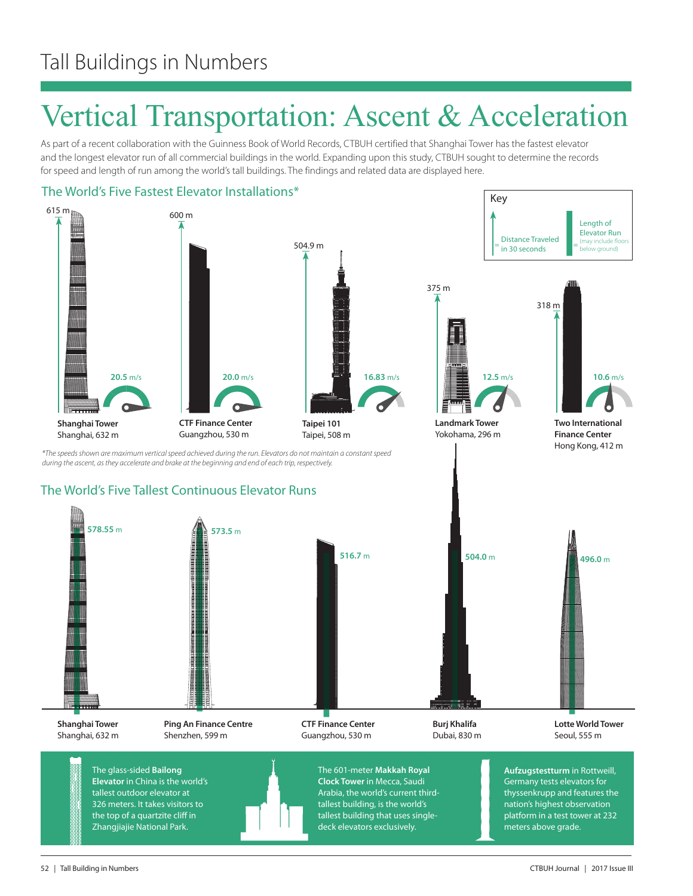# Vertical Transportation: Ascent & Acceleration

As part of a recent collaboration with the Guinness Book of World Records, CTBUH certified that Shanghai Tower has the fastest elevator and the longest elevator run of all commercial buildings in the world. Expanding upon this study, CTBUH sought to determine the records for speed and length of run among the world's tall buildings. The findings and related data are displayed here.

## The World's Five Fastest Elevator Installations*

Key: Arrow = Distance Traveled in 30 seconds; Bar = Length of Elevator Run (may include floors below ground)

| Building | Location, Height | Distance Traveled in 30 seconds | Speed |
|---|---|---|---|
| **Shanghai Tower** | Shanghai, 632 m | 615 m | 20.5 m/s |
| **CTF Finance Center** | Guangzhou, 530 m | 600 m | 20.0 m/s |
| **Taipei 101** | Taipei, 508 m | 504.9 m | 16.83 m/s |
| **Landmark Tower** | Yokohama, 296 m | 375 m | 12.5 m/s |
| **Two International Finance Center** | Hong Kong, 412 m | 318 m | 10.6 m/s |

*The speeds shown are maximum vertical speed achieved during the run. Elevators do not maintain a constant speed during the ascent, as they accelerate and brake at the beginning and end of each trip, respectively.*

## The World's Five Tallest Continuous Elevator Runs

| Building | Location, Height | Length of Elevator Run |
|---|---|---|
| **Shanghai Tower** | Shanghai, 632 m | 578.55 m |
| **Ping An Finance Centre** | Shenzhen, 599 m | 573.5 m |
| **CTF Finance Center** | Guangzhou, 530 m | 516.7 m |
| **Burj Khalifa** | Dubai, 830 m | 504.0 m |
| **Lotte World Tower** | Seoul, 555 m | 496.0 m |

The glass-sided **Bailong Elevator** in China is the world's tallest outdoor elevator at 326 meters. It takes visitors to the top of a quartzite cliff in Zhangjiajie National Park.

The 601-meter **Makkah Royal Clock Tower** in Mecca, Saudi Arabia, the world's current third-tallest building, is the world's tallest building that uses single-deck elevators exclusively.

**Aufzugstestturm** in Rottweill, Germany tests elevators for thyssenkrupp and features the nation's highest observation platform in a test tower at 232 meters above grade.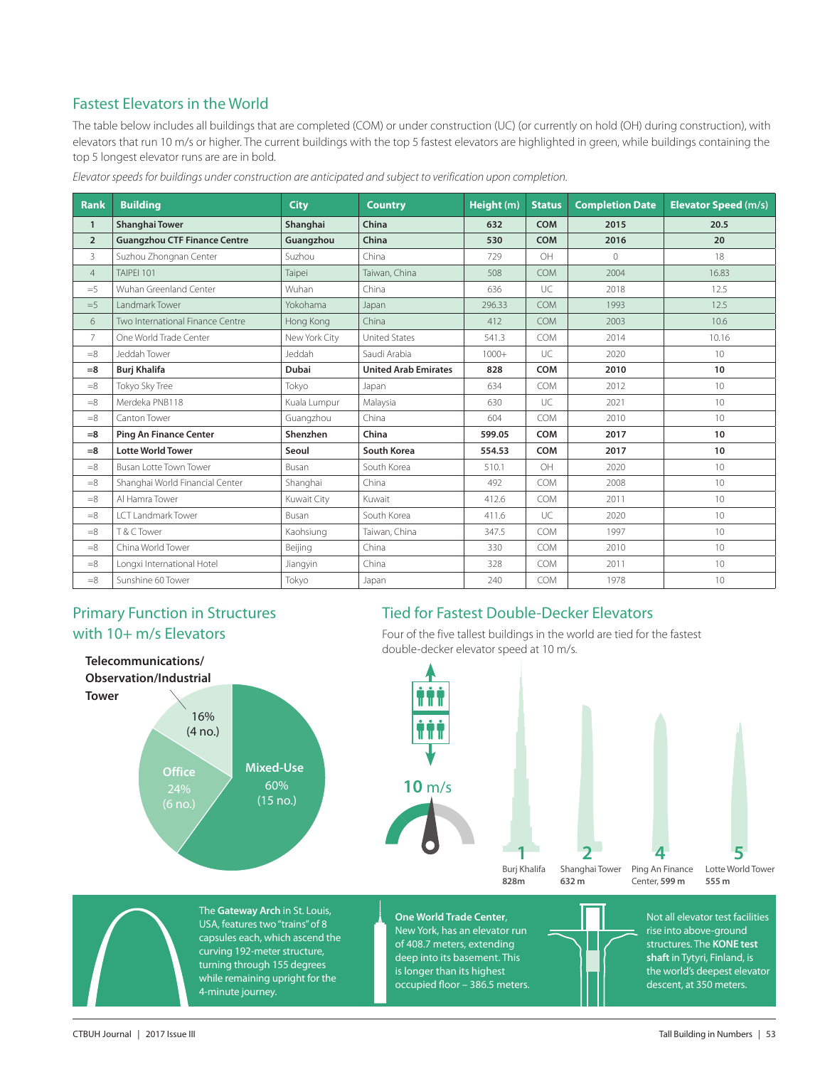## Fastest Elevators in the World

The table below includes all buildings that are completed (COM) or under construction (UC) (or currently on hold (OH) during construction), with elevators that run 10 m/s or higher. The current buildings with the top 5 fastest elevators are highlighted in green, while buildings containing the top 5 longest elevator runs are are in bold.

*Elevator speeds for buildings under construction are anticipated and subject to verification upon completion.*

| Rank | Building | City | Country | Height (m) | Status | Completion Date | Elevator Speed (m/s) |
|---|---|---|---|---|---|---|---|
| **1** | **Shanghai Tower** | **Shanghai** | **China** | **632** | **COM** | **2015** | **20.5** |
| **2** | **Guangzhou CTF Finance Centre** | **Guangzhou** | **China** | **530** | **COM** | **2016** | **20** |
| 3 | Suzhou Zhongnan Center | Suzhou | China | 729 | OH | 0 | 18 |
| 4 | TAIPEI 101 | Taipei | Taiwan, China | 508 | COM | 2004 | 16.83 |
| =5 | Wuhan Greenland Center | Wuhan | China | 636 | UC | 2018 | 12.5 |
| =5 | Landmark Tower | Yokohama | Japan | 296.33 | COM | 1993 | 12.5 |
| 6 | Two International Finance Centre | Hong Kong | China | 412 | COM | 2003 | 10.6 |
| 7 | One World Trade Center | New York City | United States | 541.3 | COM | 2014 | 10.16 |
| =8 | Jeddah Tower | Jeddah | Saudi Arabia | 1000+ | UC | 2020 | 10 |
| **=8** | **Burj Khalifa** | **Dubai** | **United Arab Emirates** | **828** | **COM** | **2010** | **10** |
| =8 | Tokyo Sky Tree | Tokyo | Japan | 634 | COM | 2012 | 10 |
| =8 | Merdeka PNB118 | Kuala Lumpur | Malaysia | 630 | UC | 2021 | 10 |
| =8 | Canton Tower | Guangzhou | China | 604 | COM | 2010 | 10 |
| **=8** | **Ping An Finance Center** | **Shenzhen** | **China** | **599.05** | **COM** | **2017** | **10** |
| **=8** | **Lotte World Tower** | **Seoul** | **South Korea** | **554.53** | **COM** | **2017** | **10** |
| =8 | Busan Lotte Town Tower | Busan | South Korea | 510.1 | OH | 2020 | 10 |
| =8 | Shanghai World Financial Center | Shanghai | China | 492 | COM | 2008 | 10 |
| =8 | Al Hamra Tower | Kuwait City | Kuwait | 412.6 | COM | 2011 | 10 |
| =8 | LCT Landmark Tower | Busan | South Korea | 411.6 | UC | 2020 | 10 |
| =8 | T & C Tower | Kaohsiung | Taiwan, China | 347.5 | COM | 1997 | 10 |
| =8 | China World Tower | Beijing | China | 330 | COM | 2010 | 10 |
| =8 | Longxi International Hotel | Jiangyin | China | 328 | COM | 2011 | 10 |
| =8 | Sunshine 60 Tower | Tokyo | Japan | 240 | COM | 1978 | 10 |

## Primary Function in Structures with 10+ m/s Elevators

**Telecommunications/ Observation/Industrial Tower**
16%
(4 no.)

**Office**
24%
(6 no.)

**Mixed-Use**
60%
(15 no.)

## Tied for Fastest Double-Decker Elevators

Four of the five tallest buildings in the world are tied for the fastest double-decker elevator speed at 10 m/s.

**10** m/s

**1** Burj Khalifa **828m**
**2** Shanghai Tower **632 m**
**4** Ping An Finance Center, **599 m**
**5** Lotte World Tower **555 m**

The **Gateway Arch** in St. Louis, USA, features two "trains" of 8 capsules each, which ascend the curving 192-meter structure, turning through 155 degrees while remaining upright for the 4-minute journey.

**One World Trade Center**, New York, has an elevator run of 408.7 meters, extending deep into its basement. This is longer than its highest occupied floor – 386.5 meters.

Not all elevator test facilities rise into above-ground structures. The **KONE test shaft** in Tytyri, Finland, is the world's deepest elevator descent, at 350 meters.